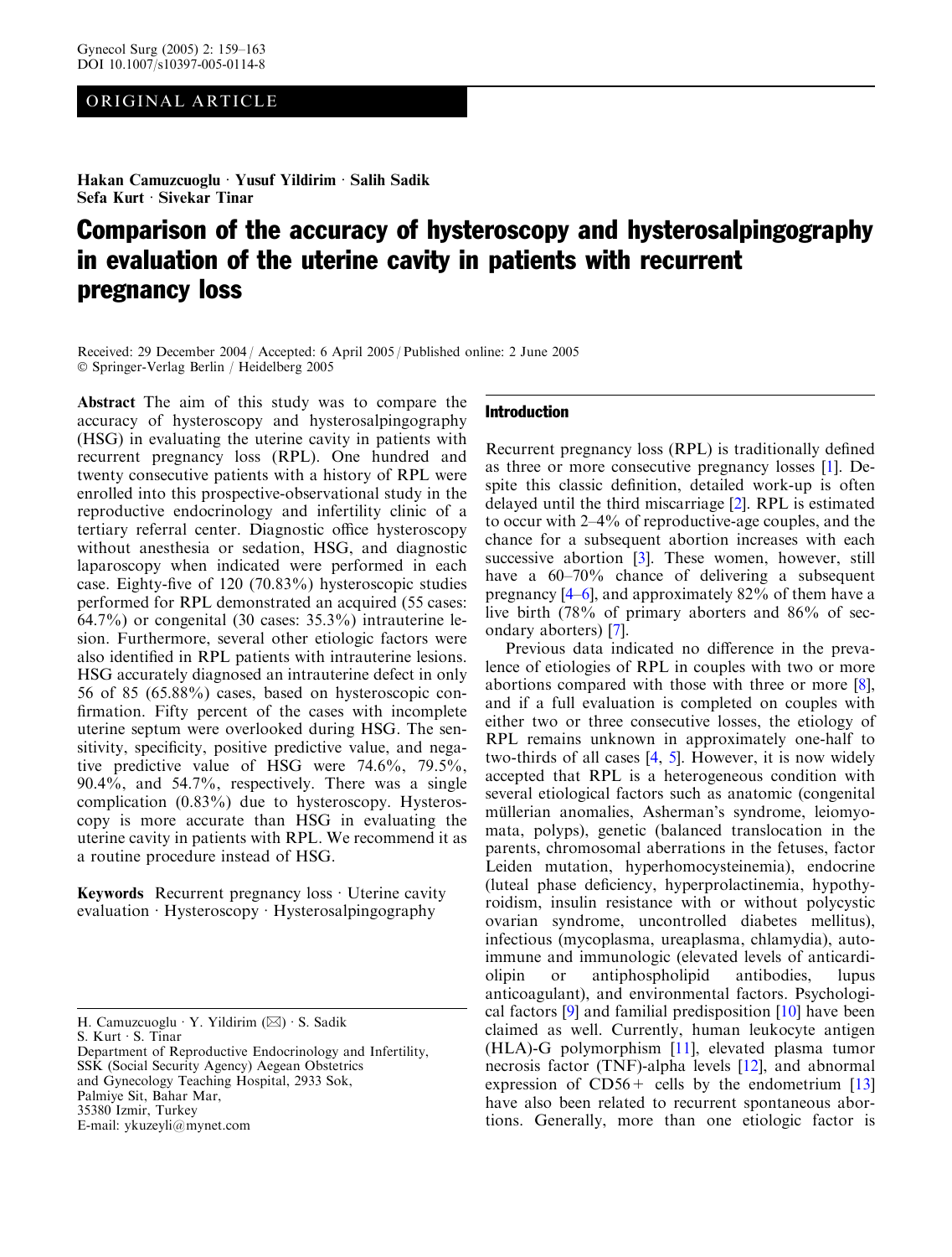ORIGINAL ARTICLE

Hakan Camuzcuoglu · Yusuf Yildirim · Salih Sadik
Sefa Kurt · Sivekar Tinar

# Comparison of the accuracy of hysteroscopy and hysterosalpingography in evaluation of the uterine cavity in patients with recurrent pregnancy loss

Received: 29 December 2004 / Accepted: 6 April 2005 / Published online: 2 June 2005
© Springer-Verlag Berlin / Heidelberg 2005

**Abstract** The aim of this study was to compare the accuracy of hysteroscopy and hysterosalpingography (HSG) in evaluating the uterine cavity in patients with recurrent pregnancy loss (RPL). One hundred and twenty consecutive patients with a history of RPL were enrolled into this prospective-observational study in the reproductive endocrinology and infertility clinic of a tertiary referral center. Diagnostic office hysteroscopy without anesthesia or sedation, HSG, and diagnostic laparoscopy when indicated were performed in each case. Eighty-five of 120 (70.83%) hysteroscopic studies performed for RPL demonstrated an acquired (55 cases: 64.7%) or congenital (30 cases: 35.3%) intrauterine lesion. Furthermore, several other etiologic factors were also identified in RPL patients with intrauterine lesions. HSG accurately diagnosed an intrauterine defect in only 56 of 85 (65.88%) cases, based on hysteroscopic confirmation. Fifty percent of the cases with incomplete uterine septum were overlooked during HSG. The sensitivity, specificity, positive predictive value, and negative predictive value of HSG were 74.6%, 79.5%, 90.4%, and 54.7%, respectively. There was a single complication (0.83%) due to hysteroscopy. Hysteroscopy is more accurate than HSG in evaluating the uterine cavity in patients with RPL. We recommend it as a routine procedure instead of HSG.

**Keywords** Recurrent pregnancy loss · Uterine cavity evaluation · Hysteroscopy · Hysterosalpingography

H. Camuzcuoglu · Y. Yildirim (✉) · S. Sadik
S. Kurt · S. Tinar
Department of Reproductive Endocrinology and Infertility,
SSK (Social Security Agency) Aegean Obstetrics
and Gynecology Teaching Hospital, 2933 Sok,
Palmiye Sit, Bahar Mar,
35380 Izmir, Turkey
E-mail: ykuzeyli@mynet.com

## Introduction

Recurrent pregnancy loss (RPL) is traditionally defined as three or more consecutive pregnancy losses [1]. Despite this classic definition, detailed work-up is often delayed until the third miscarriage [2]. RPL is estimated to occur with 2–4% of reproductive-age couples, and the chance for a subsequent abortion increases with each successive abortion [3]. These women, however, still have a 60–70% chance of delivering a subsequent pregnancy [4–6], and approximately 82% of them have a live birth (78% of primary aborters and 86% of secondary aborters) [7].

Previous data indicated no difference in the prevalence of etiologies of RPL in couples with two or more abortions compared with those with three or more [8], and if a full evaluation is completed on couples with either two or three consecutive losses, the etiology of RPL remains unknown in approximately one-half to two-thirds of all cases [4, 5]. However, it is now widely accepted that RPL is a heterogeneous condition with several etiological factors such as anatomic (congenital müllerian anomalies, Asherman's syndrome, leiomyomata, polyps), genetic (balanced translocation in the parents, chromosomal aberrations in the fetuses, factor Leiden mutation, hyperhomocysteinemia), endocrine (luteal phase deficiency, hyperprolactinemia, hypothyroidism, insulin resistance with or without polycystic ovarian syndrome, uncontrolled diabetes mellitus), infectious (mycoplasma, ureaplasma, chlamydia), autoimmune and immunologic (elevated levels of anticardiolipin or antiphospholipid antibodies, lupus anticoagulant), and environmental factors. Psychological factors [9] and familial predisposition [10] have been claimed as well. Currently, human leukocyte antigen (HLA)-G polymorphism [11], elevated plasma tumor necrosis factor (TNF)-alpha levels [12], and abnormal expression of CD56+ cells by the endometrium [13] have also been related to recurrent spontaneous abortions. Generally, more than one etiologic factor is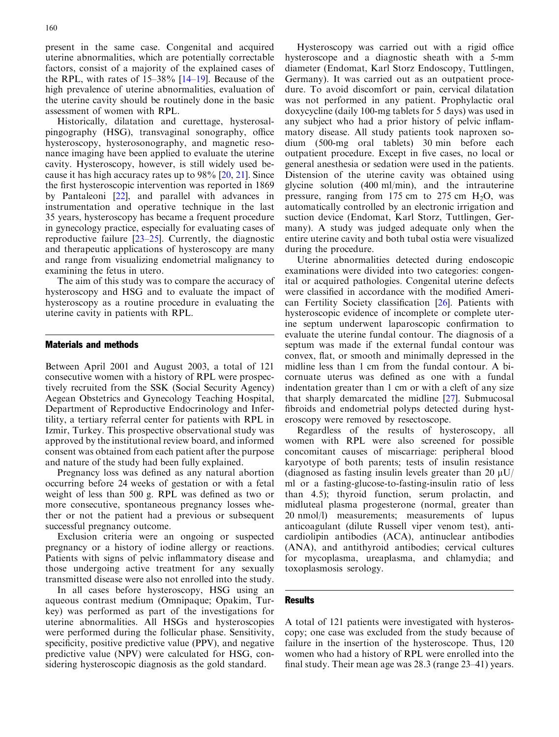present in the same case. Congenital and acquired uterine abnormalities, which are potentially correctable factors, consist of a majority of the explained cases of the RPL, with rates of 15–38% [14–19]. Because of the high prevalence of uterine abnormalities, evaluation of the uterine cavity should be routinely done in the basic assessment of women with RPL.

Historically, dilatation and curettage, hysterosalpingography (HSG), transvaginal sonography, office hysteroscopy, hysterosonography, and magnetic resonance imaging have been applied to evaluate the uterine cavity. Hysteroscopy, however, is still widely used because it has high accuracy rates up to 98% [20, 21]. Since the first hysteroscopic intervention was reported in 1869 by Pantaleoni [22], and parallel with advances in instrumentation and operative technique in the last 35 years, hysteroscopy has became a frequent procedure in gynecology practice, especially for evaluating cases of reproductive failure [23–25]. Currently, the diagnostic and therapeutic applications of hysteroscopy are many and range from visualizing endometrial malignancy to examining the fetus in utero.

The aim of this study was to compare the accuracy of hysteroscopy and HSG and to evaluate the impact of hysteroscopy as a routine procedure in evaluating the uterine cavity in patients with RPL.

## Materials and methods

Between April 2001 and August 2003, a total of 121 consecutive women with a history of RPL were prospectively recruited from the SSK (Social Security Agency) Aegean Obstetrics and Gynecology Teaching Hospital, Department of Reproductive Endocrinology and Infertility, a tertiary referral center for patients with RPL in Izmir, Turkey. This prospective observational study was approved by the institutional review board, and informed consent was obtained from each patient after the purpose and nature of the study had been fully explained.

Pregnancy loss was defined as any natural abortion occurring before 24 weeks of gestation or with a fetal weight of less than 500 g. RPL was defined as two or more consecutive, spontaneous pregnancy losses whether or not the patient had a previous or subsequent successful pregnancy outcome.

Exclusion criteria were an ongoing or suspected pregnancy or a history of iodine allergy or reactions. Patients with signs of pelvic inflammatory disease and those undergoing active treatment for any sexually transmitted disease were also not enrolled into the study.

In all cases before hysteroscopy, HSG using an aqueous contrast medium (Omnipaque; Opakim, Turkey) was performed as part of the investigations for uterine abnormalities. All HSGs and hysteroscopies were performed during the follicular phase. Sensitivity, specificity, positive predictive value (PPV), and negative predictive value (NPV) were calculated for HSG, considering hysteroscopic diagnosis as the gold standard.

Hysteroscopy was carried out with a rigid office hysteroscope and a diagnostic sheath with a 5-mm diameter (Endomat, Karl Storz Endoscopy, Tuttlingen, Germany). It was carried out as an outpatient procedure. To avoid discomfort or pain, cervical dilatation was not performed in any patient. Prophylactic oral doxycycline (daily 100-mg tablets for 5 days) was used in any subject who had a prior history of pelvic inflammatory disease. All study patients took naproxen sodium (500-mg oral tablets) 30 min before each outpatient procedure. Except in five cases, no local or general anesthesia or sedation were used in the patients. Distension of the uterine cavity was obtained using glycine solution (400 ml/min), and the intrauterine pressure, ranging from 175 cm to 275 cm $H_2O$, was automatically controlled by an electronic irrigation and suction device (Endomat, Karl Storz, Tuttlingen, Germany). A study was judged adequate only when the entire uterine cavity and both tubal ostia were visualized during the procedure.

Uterine abnormalities detected during endoscopic examinations were divided into two categories: congenital or acquired pathologies. Congenital uterine defects were classified in accordance with the modified American Fertility Society classification [26]. Patients with hysteroscopic evidence of incomplete or complete uterine septum underwent laparoscopic confirmation to evaluate the uterine fundal contour. The diagnosis of a septum was made if the external fundal contour was convex, flat, or smooth and minimally depressed in the midline less than 1 cm from the fundal contour. A bicornuate uterus was defined as one with a fundal indentation greater than 1 cm or with a cleft of any size that sharply demarcated the midline [27]. Submucosal fibroids and endometrial polyps detected during hysteroscopy were removed by resectoscope.

Regardless of the results of hysteroscopy, all women with RPL were also screened for possible concomitant causes of miscarriage: peripheral blood karyotype of both parents; tests of insulin resistance (diagnosed as fasting insulin levels greater than 20 μU/ml or a fasting-glucose-to-fasting-insulin ratio of less than 4.5); thyroid function, serum prolactin, and midluteal plasma progesterone (normal, greater than 20 nmol/l) measurements; measurements of lupus anticoagulant (dilute Russell viper venom test), anticardiolipin antibodies (ACA), antinuclear antibodies (ANA), and antithyroid antibodies; cervical cultures for mycoplasma, ureaplasma, and chlamydia; and toxoplasmosis serology.

## Results

A total of 121 patients were investigated with hysteroscopy; one case was excluded from the study because of failure in the insertion of the hysteroscope. Thus, 120 women who had a history of RPL were enrolled into the final study. Their mean age was 28.3 (range 23–41) years.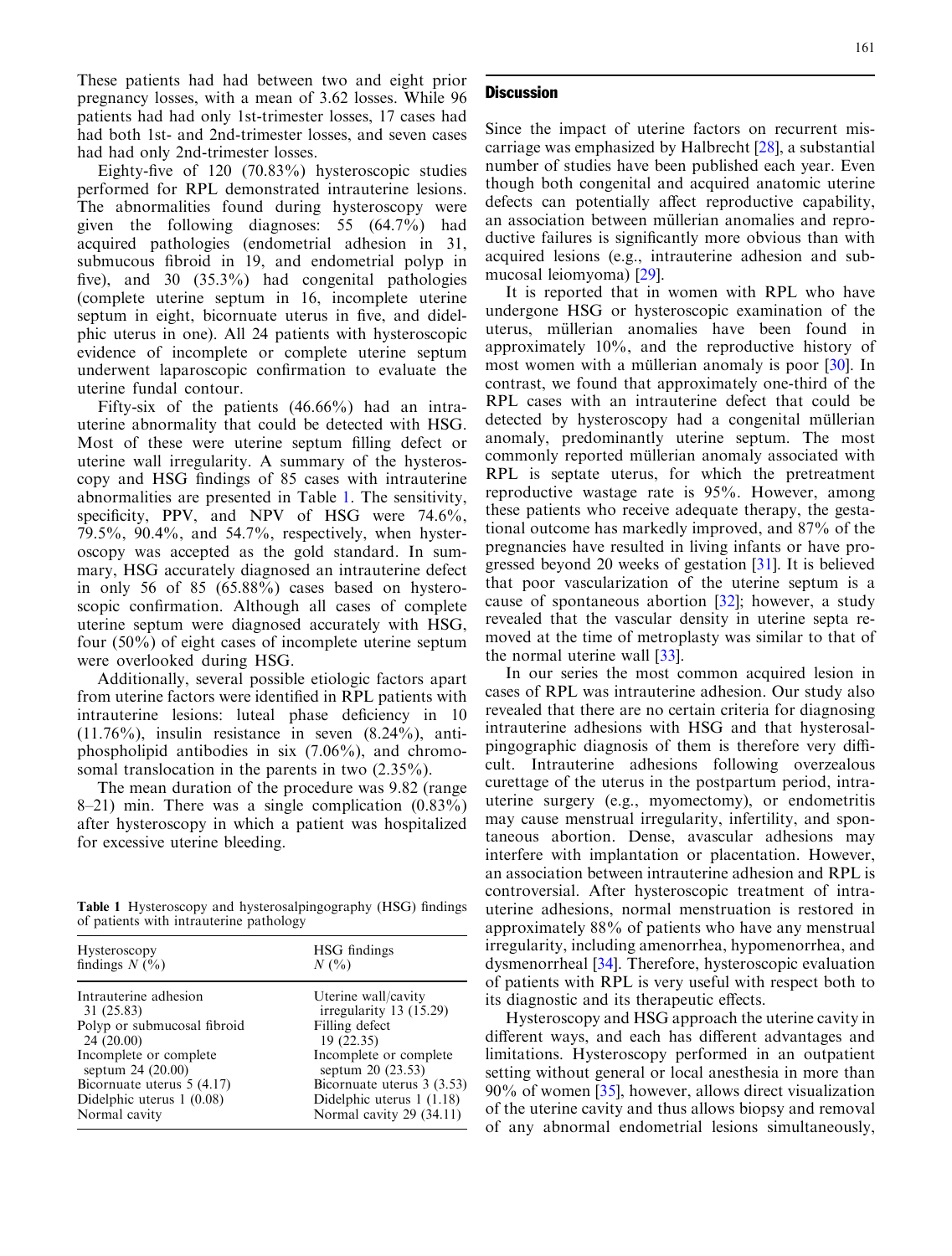These patients had had between two and eight prior pregnancy losses, with a mean of 3.62 losses. While 96 patients had had only 1st-trimester losses, 17 cases had had both 1st- and 2nd-trimester losses, and seven cases had had only 2nd-trimester losses.

Eighty-five of 120 (70.83%) hysteroscopic studies performed for RPL demonstrated intrauterine lesions. The abnormalities found during hysteroscopy were given the following diagnoses: 55 (64.7%) had acquired pathologies (endometrial adhesion in 31, submucous fibroid in 19, and endometrial polyp in five), and 30 (35.3%) had congenital pathologies (complete uterine septum in 16, incomplete uterine septum in eight, bicornuate uterus in five, and didelphic uterus in one). All 24 patients with hysteroscopic evidence of incomplete or complete uterine septum underwent laparoscopic confirmation to evaluate the uterine fundal contour.

Fifty-six of the patients (46.66%) had an intrauterine abnormality that could be detected with HSG. Most of these were uterine septum filling defect or uterine wall irregularity. A summary of the hysteroscopy and HSG findings of 85 cases with intrauterine abnormalities are presented in Table 1. The sensitivity, specificity, PPV, and NPV of HSG were 74.6%, 79.5%, 90.4%, and 54.7%, respectively, when hysteroscopy was accepted as the gold standard. In summary, HSG accurately diagnosed an intrauterine defect in only 56 of 85 (65.88%) cases based on hysteroscopic confirmation. Although all cases of complete uterine septum were diagnosed accurately with HSG, four (50%) of eight cases of incomplete uterine septum were overlooked during HSG.

Additionally, several possible etiologic factors apart from uterine factors were identified in RPL patients with intrauterine lesions: luteal phase deficiency in 10 (11.76%), insulin resistance in seven (8.24%), antiphospholipid antibodies in six (7.06%), and chromosomal translocation in the parents in two (2.35%).

The mean duration of the procedure was 9.82 (range 8–21) min. There was a single complication (0.83%) after hysteroscopy in which a patient was hospitalized for excessive uterine bleeding.

**Table 1** Hysteroscopy and hysterosalpingography (HSG) findings of patients with intrauterine pathology

| Hysteroscopy findings N (%) | HSG findings N (%) |
|---|---|
| Intrauterine adhesion 31 (25.83) | Uterine wall/cavity irregularity 13 (15.29) |
| Polyp or submucosal fibroid 24 (20.00) | Filling defect 19 (22.35) |
| Incomplete or complete septum 24 (20.00) | Incomplete or complete septum 20 (23.53) |
| Bicornuate uterus 5 (4.17) | Bicornuate uterus 3 (3.53) |
| Didelphic uterus 1 (0.08) | Didelphic uterus 1 (1.18) |
| Normal cavity | Normal cavity 29 (34.11) |

## Discussion

Since the impact of uterine factors on recurrent miscarriage was emphasized by Halbrecht [28], a substantial number of studies have been published each year. Even though both congenital and acquired anatomic uterine defects can potentially affect reproductive capability, an association between müllerian anomalies and reproductive failures is significantly more obvious than with acquired lesions (e.g., intrauterine adhesion and submucosal leiomyoma) [29].

It is reported that in women with RPL who have undergone HSG or hysteroscopic examination of the uterus, müllerian anomalies have been found in approximately 10%, and the reproductive history of most women with a müllerian anomaly is poor [30]. In contrast, we found that approximately one-third of the RPL cases with an intrauterine defect that could be detected by hysteroscopy had a congenital müllerian anomaly, predominantly uterine septum. The most commonly reported müllerian anomaly associated with RPL is septate uterus, for which the pretreatment reproductive wastage rate is 95%. However, among these patients who receive adequate therapy, the gestational outcome has markedly improved, and 87% of the pregnancies have resulted in living infants or have progressed beyond 20 weeks of gestation [31]. It is believed that poor vascularization of the uterine septum is a cause of spontaneous abortion [32]; however, a study revealed that the vascular density in uterine septa removed at the time of metroplasty was similar to that of the normal uterine wall [33].

In our series the most common acquired lesion in cases of RPL was intrauterine adhesion. Our study also revealed that there are no certain criteria for diagnosing intrauterine adhesions with HSG and that hysterosalpingographic diagnosis of them is therefore very difficult. Intrauterine adhesions following overzealous curettage of the uterus in the postpartum period, intrauterine surgery (e.g., myomectomy), or endometritis may cause menstrual irregularity, infertility, and spontaneous abortion. Dense, avascular adhesions may interfere with implantation or placentation. However, an association between intrauterine adhesion and RPL is controversial. After hysteroscopic treatment of intrauterine adhesions, normal menstruation is restored in approximately 88% of patients who have any menstrual irregularity, including amenorrhea, hypomenorrhea, and dysmenorrheal [34]. Therefore, hysteroscopic evaluation of patients with RPL is very useful with respect both to its diagnostic and its therapeutic effects.

Hysteroscopy and HSG approach the uterine cavity in different ways, and each has different advantages and limitations. Hysteroscopy performed in an outpatient setting without general or local anesthesia in more than 90% of women [35], however, allows direct visualization of the uterine cavity and thus allows biopsy and removal of any abnormal endometrial lesions simultaneously,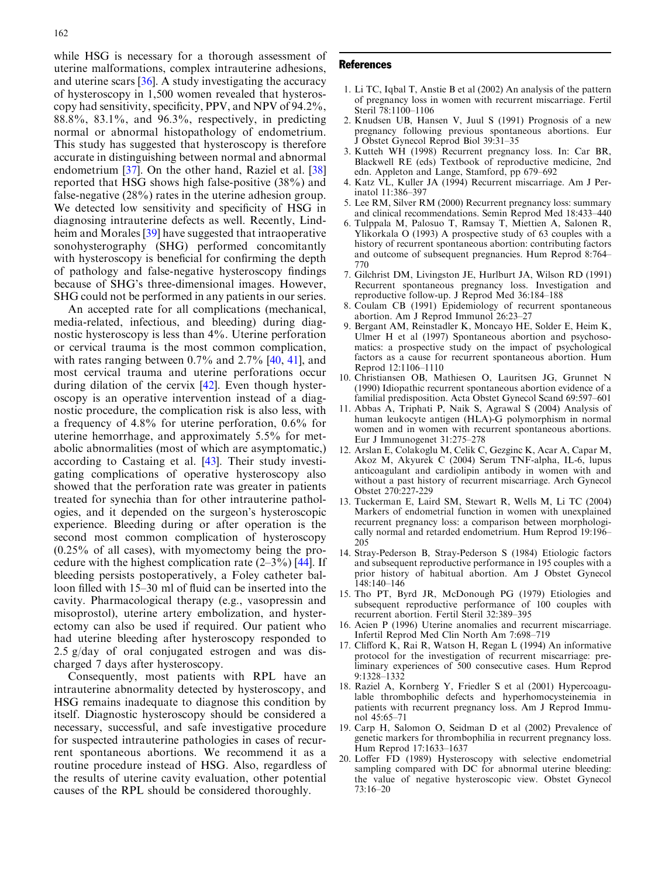while HSG is necessary for a thorough assessment of uterine malformations, complex intrauterine adhesions, and uterine scars [36]. A study investigating the accuracy of hysteroscopy in 1,500 women revealed that hysteroscopy had sensitivity, specificity, PPV, and NPV of 94.2%, 88.8%, 83.1%, and 96.3%, respectively, in predicting normal or abnormal histopathology of endometrium. This study has suggested that hysteroscopy is therefore accurate in distinguishing between normal and abnormal endometrium [37]. On the other hand, Raziel et al. [38] reported that HSG shows high false-positive (38%) and false-negative (28%) rates in the uterine adhesion group. We detected low sensitivity and specificity of HSG in diagnosing intrauterine defects as well. Recently, Lindheim and Morales [39] have suggested that intraoperative sonohysterography (SHG) performed concomitantly with hysteroscopy is beneficial for confirming the depth of pathology and false-negative hysteroscopy findings because of SHG's three-dimensional images. However, SHG could not be performed in any patients in our series.

An accepted rate for all complications (mechanical, media-related, infectious, and bleeding) during diagnostic hysteroscopy is less than 4%. Uterine perforation or cervical trauma is the most common complication, with rates ranging between 0.7% and 2.7% [40, 41], and most cervical trauma and uterine perforations occur during dilation of the cervix [42]. Even though hysteroscopy is an operative intervention instead of a diagnostic procedure, the complication risk is also less, with a frequency of 4.8% for uterine perforation, 0.6% for uterine hemorrhage, and approximately 5.5% for metabolic abnormalities (most of which are asymptomatic,) according to Castaing et al. [43]. Their study investigating complications of operative hysteroscopy also showed that the perforation rate was greater in patients treated for synechia than for other intrauterine pathologies, and it depended on the surgeon's hysteroscopic experience. Bleeding during or after operation is the second most common complication of hysteroscopy (0.25% of all cases), with myomectomy being the procedure with the highest complication rate (2–3%) [44]. If bleeding persists postoperatively, a Foley catheter balloon filled with 15–30 ml of fluid can be inserted into the cavity. Pharmacological therapy (e.g., vasopressin and misoprostol), uterine artery embolization, and hysterectomy can also be used if required. Our patient who had uterine bleeding after hysteroscopy responded to 2.5 g/day of oral conjugated estrogen and was discharged 7 days after hysteroscopy.

Consequently, most patients with RPL have an intrauterine abnormality detected by hysteroscopy, and HSG remains inadequate to diagnose this condition by itself. Diagnostic hysteroscopy should be considered a necessary, successful, and safe investigative procedure for suspected intrauterine pathologies in cases of recurrent spontaneous abortions. We recommend it as a routine procedure instead of HSG. Also, regardless of the results of uterine cavity evaluation, other potential causes of the RPL should be considered thoroughly.

## References

1. Li TC, Iqbal T, Anstie B et al (2002) An analysis of the pattern of pregnancy loss in women with recurrent miscarriage. Fertil Steril 78:1100–1106
2. Knudsen UB, Hansen V, Juul S (1991) Prognosis of a new pregnancy following previous spontaneous abortions. Eur J Obstet Gynecol Reprod Biol 39:31–35
3. Kutteh WH (1998) Recurrent pregnancy loss. In: Car BR, Blackwell RE (eds) Textbook of reproductive medicine, 2nd edn. Appleton and Lange, Stamford, pp 679–692
4. Katz VL, Kuller JA (1994) Recurrent miscarriage. Am J Perinatol 11:386–397
5. Lee RM, Silver RM (2000) Recurrent pregnancy loss: summary and clinical recommendations. Semin Reprod Med 18:433–440
6. Tulppala M, Palosuo T, Ramsay T, Miettien A, Salonen R, Ylikorkala O (1993) A prospective study of 63 couples with a history of recurrent spontaneous abortion: contributing factors and outcome of subsequent pregnancies. Hum Reprod 8:764–770
7. Gilchrist DM, Livingston JE, Hurlburt JA, Wilson RD (1991) Recurrent spontaneous pregnancy loss. Investigation and reproductive follow-up. J Reprod Med 36:184–188
8. Coulam CB (1991) Epidemiology of recurrent spontaneous abortion. Am J Reprod Immunol 26:23–27
9. Bergant AM, Reinstadler K, Moncayo HE, Solder E, Heim K, Ulmer H et al (1997) Spontaneous abortion and psychosomatics: a prospective study on the impact of psychological factors as a cause for recurrent spontaneous abortion. Hum Reprod 12:1106–1110
10. Christiansen OB, Mathiesen O, Lauritsen JG, Grunnet N (1990) Idiopathic recurrent spontaneous abortion evidence of a familial predisposition. Acta Obstet Gynecol Scand 69:597–601
11. Abbas A, Triphati P, Naik S, Agrawal S (2004) Analysis of human leukocyte antigen (HLA)-G polymorphism in normal women and in women with recurrent spontaneous abortions. Eur J Immunogenet 31:275–278
12. Arslan E, Colakoglu M, Celik C, Gezginc K, Acar A, Capar M, Akoz M, Akyurek C (2004) Serum TNF-alpha, IL-6, lupus anticoagulant and cardiolipin antibody in women with and without a past history of recurrent miscarriage. Arch Gynecol Obstet 270:227-229
13. Tuckerman E, Laird SM, Stewart R, Wells M, Li TC (2004) Markers of endometrial function in women with unexplained recurrent pregnancy loss: a comparison between morphologically normal and retarded endometrium. Hum Reprod 19:196–205
14. Stray-Pederson B, Stray-Pederson S (1984) Etiologic factors and subsequent reproductive performance in 195 couples with a prior history of habitual abortion. Am J Obstet Gynecol 148:140–146
15. Tho PT, Byrd JR, McDonough PG (1979) Etiologies and subsequent reproductive performance of 100 couples with recurrent abortion. Fertil Steril 32:389–395
16. Acien P (1996) Uterine anomalies and recurrent miscarriage. Infertil Reprod Med Clin North Am 7:698–719
17. Clifford K, Rai R, Watson H, Regan L (1994) An informative protocol for the investigation of recurrent miscarriage: preliminary experiences of 500 consecutive cases. Hum Reprod 9:1328–1332
18. Raziel A, Kornberg Y, Friedler S et al (2001) Hypercoagulable thrombophilic defects and hyperhomocysteinemia in patients with recurrent pregnancy loss. Am J Reprod Immunol 45:65–71
19. Carp H, Salomon O, Seidman D et al (2002) Prevalence of genetic markers for thrombophilia in recurrent pregnancy loss. Hum Reprod 17:1633–1637
20. Loffer FD (1989) Hysteroscopy with selective endometrial sampling compared with DC for abnormal uterine bleeding: the value of negative hysteroscopic view. Obstet Gynecol 73:16–20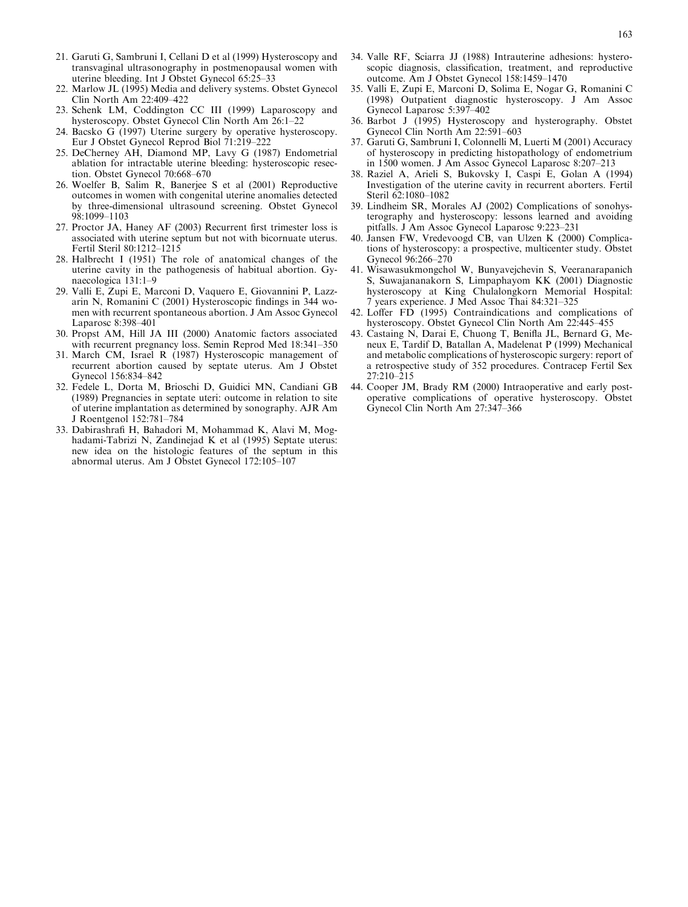21. Garuti G, Sambruni I, Cellani D et al (1999) Hysteroscopy and transvaginal ultrasonography in postmenopausal women with uterine bleeding. Int J Obstet Gynecol 65:25–33
22. Marlow JL (1995) Media and delivery systems. Obstet Gynecol Clin North Am 22:409–422
23. Schenk LM, Coddington CC III (1999) Laparoscopy and hysteroscopy. Obstet Gynecol Clin North Am 26:1–22
24. Bacsko G (1997) Uterine surgery by operative hysteroscopy. Eur J Obstet Gynecol Reprod Biol 71:219–222
25. DeCherney AH, Diamond MP, Lavy G (1987) Endometrial ablation for intractable uterine bleeding: hysteroscopic resection. Obstet Gynecol 70:668–670
26. Woelfer B, Salim R, Banerjee S et al (2001) Reproductive outcomes in women with congenital uterine anomalies detected by three-dimensional ultrasound screening. Obstet Gynecol 98:1099–1103
27. Proctor JA, Haney AF (2003) Recurrent first trimester loss is associated with uterine septum but not with bicornuate uterus. Fertil Steril 80:1212–1215
28. Halbrecht I (1951) The role of anatomical changes of the uterine cavity in the pathogenesis of habitual abortion. Gynaecologica 131:1–9
29. Valli E, Zupi E, Marconi D, Vaquero E, Giovannini P, Lazzarin N, Romanini C (2001) Hysteroscopic findings in 344 women with recurrent spontaneous abortion. J Am Assoc Gynecol Laparosc 8:398–401
30. Propst AM, Hill JA III (2000) Anatomic factors associated with recurrent pregnancy loss. Semin Reprod Med 18:341–350
31. March CM, Israel R (1987) Hysteroscopic management of recurrent abortion caused by septate uterus. Am J Obstet Gynecol 156:834–842
32. Fedele L, Dorta M, Brioschi D, Guidici MN, Candiani GB (1989) Pregnancies in septate uteri: outcome in relation to site of uterine implantation as determined by sonography. AJR Am J Roentgenol 152:781–784
33. Dabirashrafi H, Bahadori M, Mohammad K, Alavi M, Moghadami-Tabrizi N, Zandinejad K et al (1995) Septate uterus: new idea on the histologic features of the septum in this abnormal uterus. Am J Obstet Gynecol 172:105–107
34. Valle RF, Sciarra JJ (1988) Intrauterine adhesions: hysteroscopic diagnosis, classification, treatment, and reproductive outcome. Am J Obstet Gynecol 158:1459–1470
35. Valli E, Zupi E, Marconi D, Solima E, Nogar G, Romanini C (1998) Outpatient diagnostic hysteroscopy. J Am Assoc Gynecol Laparosc 5:397–402
36. Barbot J (1995) Hysteroscopy and hysterography. Obstet Gynecol Clin North Am 22:591–603
37. Garuti G, Sambruni I, Colonnelli M, Luerti M (2001) Accuracy of hysteroscopy in predicting histopathology of endometrium in 1500 women. J Am Assoc Gynecol Laparosc 8:207–213
38. Raziel A, Arieli S, Bukovsky I, Caspi E, Golan A (1994) Investigation of the uterine cavity in recurrent aborters. Fertil Steril 62:1080–1082
39. Lindheim SR, Morales AJ (2002) Complications of sonohysterography and hysteroscopy: lessons learned and avoiding pitfalls. J Am Assoc Gynecol Laparosc 9:223–231
40. Jansen FW, Vredevoogd CB, van Ulzen K (2000) Complications of hysteroscopy: a prospective, multicenter study. Obstet Gynecol 96:266–270
41. Wisawasukmongchol W, Bunyavejchevin S, Veeranarapanich S, Suwajananakorn S, Limpaphayom KK (2001) Diagnostic hysteroscopy at King Chulalongkorn Memorial Hospital: 7 years experience. J Med Assoc Thai 84:321–325
42. Loffer FD (1995) Contraindications and complications of hysteroscopy. Obstet Gynecol Clin North Am 22:445–455
43. Castaing N, Darai E, Chuong T, Benifla JL, Bernard G, Meneux E, Tardif D, Batallan A, Madelenat P (1999) Mechanical and metabolic complications of hysteroscopic surgery: report of a retrospective study of 352 procedures. Contracep Fertil Sex 27:210–215
44. Cooper JM, Brady RM (2000) Intraoperative and early postoperative complications of operative hysteroscopy. Obstet Gynecol Clin North Am 27:347–366